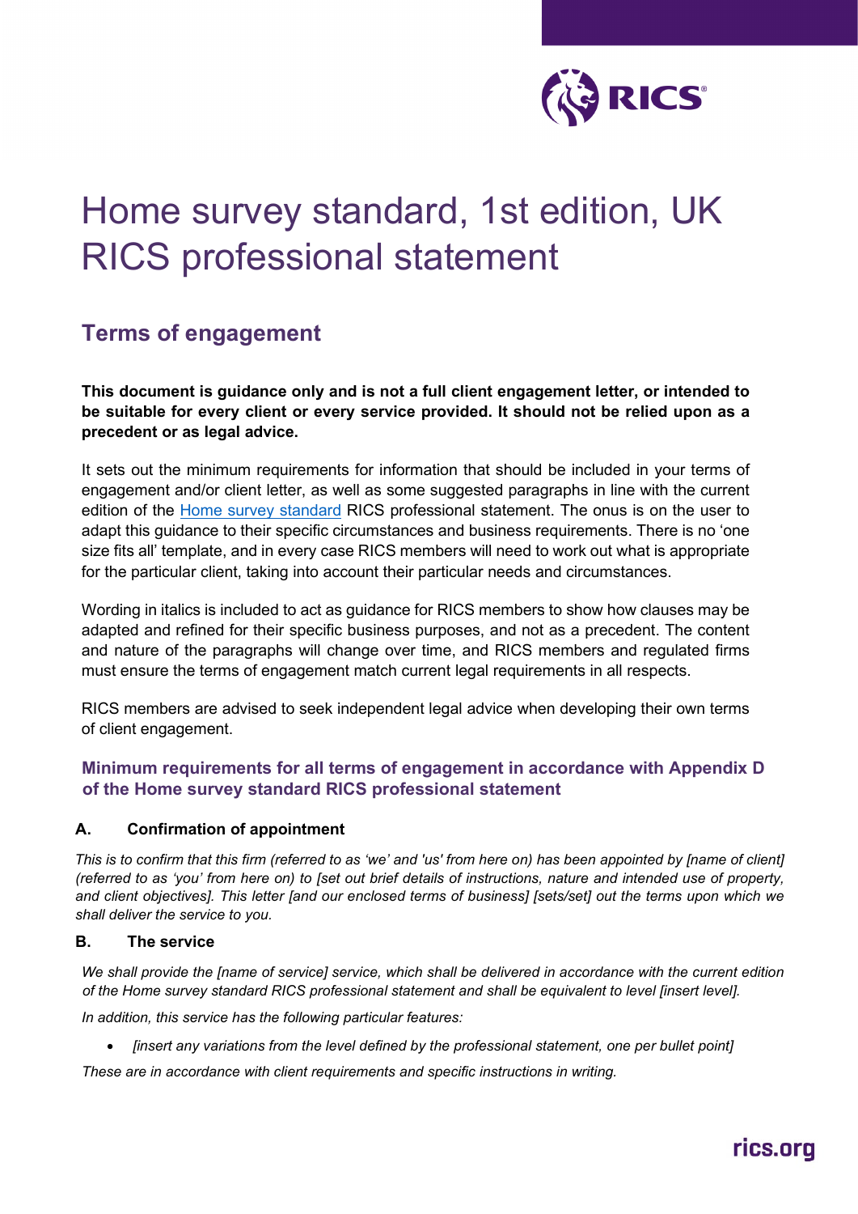# Home survey standard, 1st edition, UK RICS professional statement

## Terms of engagement

**This document is guidance only and is not a full client engagement letter, or intended to be suitable for every client or every service provided. It should not be relied upon as a precedent or as legal advice.**

It sets out the minimum requirements for information that should be included in your terms of engagement and/or client letter, as well as some suggested paragraphs in line with the current edition of the Home survey standard RICS professional statement. The onus is on the user to adapt this guidance to their specific circumstances and business requirements. There is no 'one size fits all' template, and in every case RICS members will need to work out what is appropriate for the particular client, taking into account their particular needs and circumstances.

Wording in italics is included to act as guidance for RICS members to show how clauses may be adapted and refined for their specific business purposes, and not as a precedent. The content and nature of the paragraphs will change over time, and RICS members and regulated firms must ensure the terms of engagement match current legal requirements in all respects.

RICS members are advised to seek independent legal advice when developing their own terms of client engagement.

### Minimum requirements for all terms of engagement in accordance with Appendix D of the Home survey standard RICS professional statement

#### A. Confirmation of appointment

*This is to confirm that this firm (referred to as 'we' and 'us' from here on) has been appointed by [name of client] (referred to as 'you' from here on) to [set out brief details of instructions, nature and intended use of property, and client objectives]. This letter [and our enclosed terms of business] [sets/set] out the terms upon which we shall deliver the service to you.*

#### B. The service

*We shall provide the [name of service] service, which shall be delivered in accordance with the current edition of the Home survey standard RICS professional statement and shall be equivalent to level [insert level].*

*In addition, this service has the following particular features:*

- *[insert any variations from the level defined by the professional statement, one per bullet point]*

*These are in accordance with client requirements and specific instructions in writing.*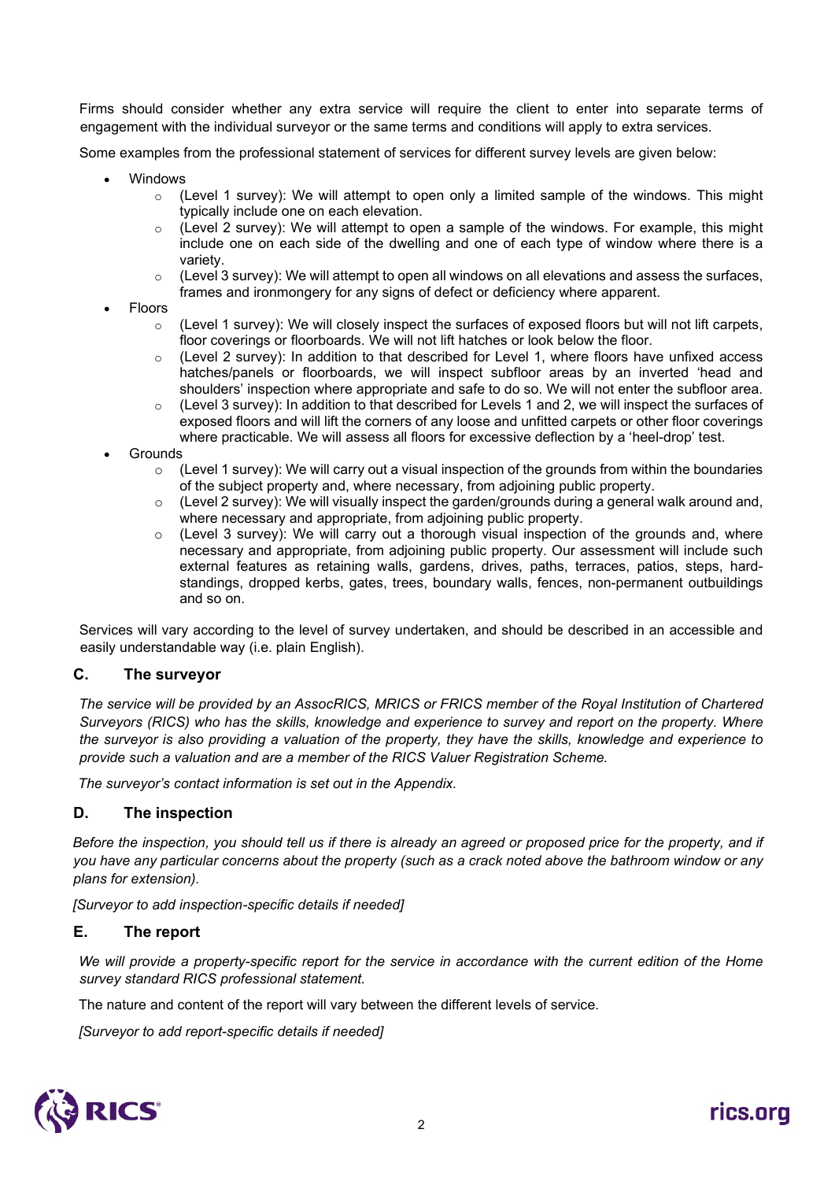Firms should consider whether any extra service will require the client to enter into separate terms of engagement with the individual surveyor or the same terms and conditions will apply to extra services.

Some examples from the professional statement of services for different survey levels are given below:

- Windows
  - (Level 1 survey): We will attempt to open only a limited sample of the windows. This might typically include one on each elevation.
  - (Level 2 survey): We will attempt to open a sample of the windows. For example, this might include one on each side of the dwelling and one of each type of window where there is a variety.
  - (Level 3 survey): We will attempt to open all windows on all elevations and assess the surfaces, frames and ironmongery for any signs of defect or deficiency where apparent.
- Floors
  - (Level 1 survey): We will closely inspect the surfaces of exposed floors but will not lift carpets, floor coverings or floorboards. We will not lift hatches or look below the floor.
  - (Level 2 survey): In addition to that described for Level 1, where floors have unfixed access hatches/panels or floorboards, we will inspect subfloor areas by an inverted 'head and shoulders' inspection where appropriate and safe to do so. We will not enter the subfloor area.
  - (Level 3 survey): In addition to that described for Levels 1 and 2, we will inspect the surfaces of exposed floors and will lift the corners of any loose and unfitted carpets or other floor coverings where practicable. We will assess all floors for excessive deflection by a 'heel-drop' test.
- Grounds
  - (Level 1 survey): We will carry out a visual inspection of the grounds from within the boundaries of the subject property and, where necessary, from adjoining public property.
  - (Level 2 survey): We will visually inspect the garden/grounds during a general walk around and, where necessary and appropriate, from adjoining public property.
  - (Level 3 survey): We will carry out a thorough visual inspection of the grounds and, where necessary and appropriate, from adjoining public property. Our assessment will include such external features as retaining walls, gardens, drives, paths, terraces, patios, steps, hard-standings, dropped kerbs, gates, trees, boundary walls, fences, non-permanent outbuildings and so on.

Services will vary according to the level of survey undertaken, and should be described in an accessible and easily understandable way (i.e. plain English).

## C. The surveyor

*The service will be provided by an AssocRICS, MRICS or FRICS member of the Royal Institution of Chartered Surveyors (RICS) who has the skills, knowledge and experience to survey and report on the property. Where the surveyor is also providing a valuation of the property, they have the skills, knowledge and experience to provide such a valuation and are a member of the RICS Valuer Registration Scheme.*

*The surveyor's contact information is set out in the Appendix.*

## D. The inspection

*Before the inspection, you should tell us if there is already an agreed or proposed price for the property, and if you have any particular concerns about the property (such as a crack noted above the bathroom window or any plans for extension).*

*[Surveyor to add inspection-specific details if needed]*

## E. The report

*We will provide a property-specific report for the service in accordance with the current edition of the Home survey standard RICS professional statement.*

The nature and content of the report will vary between the different levels of service.

*[Surveyor to add report-specific details if needed]*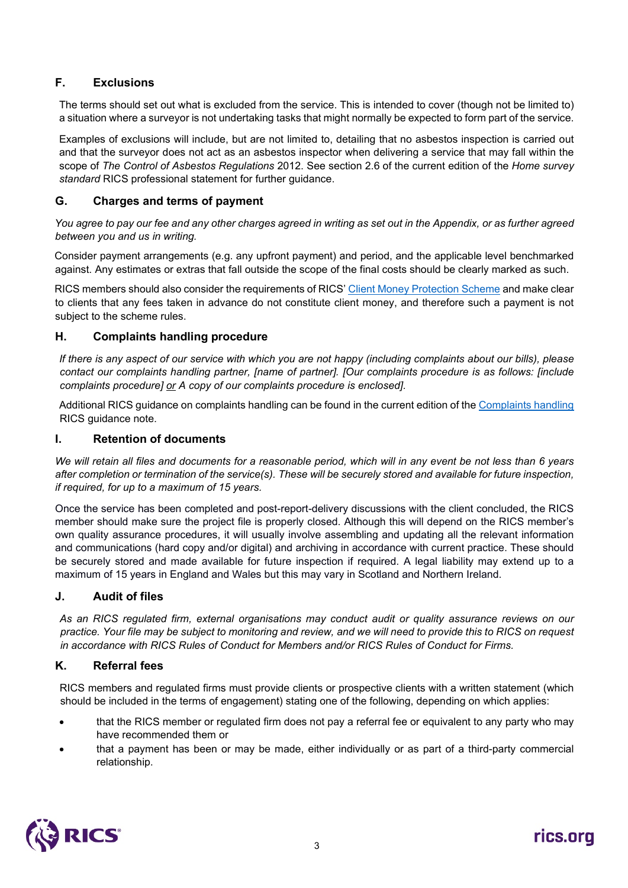## F. Exclusions

The terms should set out what is excluded from the service. This is intended to cover (though not be limited to) a situation where a surveyor is not undertaking tasks that might normally be expected to form part of the service.

Examples of exclusions will include, but are not limited to, detailing that no asbestos inspection is carried out and that the surveyor does not act as an asbestos inspector when delivering a service that may fall within the scope of *The Control of Asbestos Regulations* 2012. See section 2.6 of the current edition of the *Home survey standard* RICS professional statement for further guidance.

## G. Charges and terms of payment

*You agree to pay our fee and any other charges agreed in writing as set out in the Appendix, or as further agreed between you and us in writing.*

Consider payment arrangements (e.g. any upfront payment) and period, and the applicable level benchmarked against. Any estimates or extras that fall outside the scope of the final costs should be clearly marked as such.

RICS members should also consider the requirements of RICS' Client Money Protection Scheme and make clear to clients that any fees taken in advance do not constitute client money, and therefore such a payment is not subject to the scheme rules.

## H. Complaints handling procedure

*If there is any aspect of our service with which you are not happy (including complaints about our bills), please contact our complaints handling partner, [name of partner]. [Our complaints procedure is as follows: [include complaints procedure] or A copy of our complaints procedure is enclosed].*

Additional RICS guidance on complaints handling can be found in the current edition of the Complaints handling RICS guidance note.

## I. Retention of documents

*We will retain all files and documents for a reasonable period, which will in any event be not less than 6 years after completion or termination of the service(s). These will be securely stored and available for future inspection, if required, for up to a maximum of 15 years.*

Once the service has been completed and post-report-delivery discussions with the client concluded, the RICS member should make sure the project file is properly closed. Although this will depend on the RICS member's own quality assurance procedures, it will usually involve assembling and updating all the relevant information and communications (hard copy and/or digital) and archiving in accordance with current practice. These should be securely stored and made available for future inspection if required. A legal liability may extend up to a maximum of 15 years in England and Wales but this may vary in Scotland and Northern Ireland.

## J. Audit of files

*As an RICS regulated firm, external organisations may conduct audit or quality assurance reviews on our practice. Your file may be subject to monitoring and review, and we will need to provide this to RICS on request in accordance with RICS Rules of Conduct for Members and/or RICS Rules of Conduct for Firms.*

## K. Referral fees

RICS members and regulated firms must provide clients or prospective clients with a written statement (which should be included in the terms of engagement) stating one of the following, depending on which applies:

- that the RICS member or regulated firm does not pay a referral fee or equivalent to any party who may have recommended them or
- that a payment has been or may be made, either individually or as part of a third-party commercial relationship.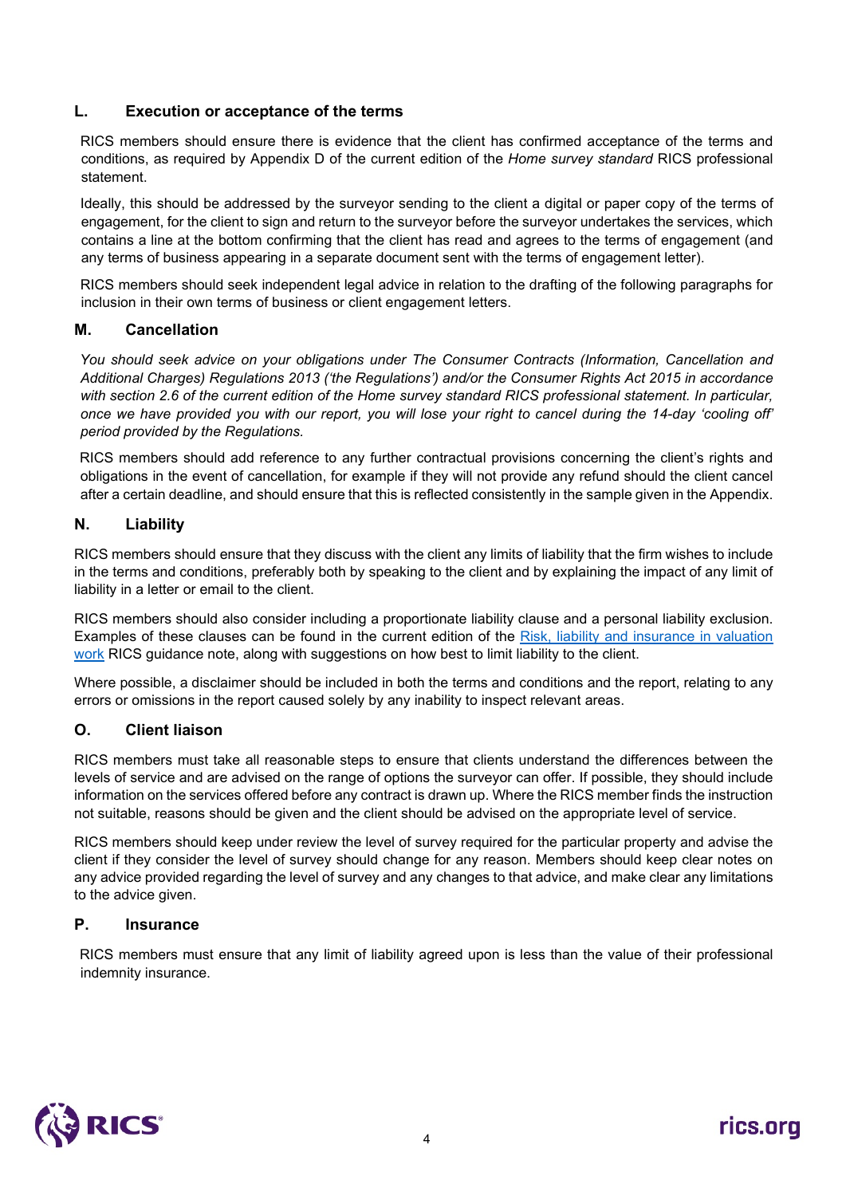## L. Execution or acceptance of the terms

RICS members should ensure there is evidence that the client has confirmed acceptance of the terms and conditions, as required by Appendix D of the current edition of the *Home survey standard* RICS professional statement.

Ideally, this should be addressed by the surveyor sending to the client a digital or paper copy of the terms of engagement, for the client to sign and return to the surveyor before the surveyor undertakes the services, which contains a line at the bottom confirming that the client has read and agrees to the terms of engagement (and any terms of business appearing in a separate document sent with the terms of engagement letter).

RICS members should seek independent legal advice in relation to the drafting of the following paragraphs for inclusion in their own terms of business or client engagement letters.

## M. Cancellation

*You should seek advice on your obligations under The Consumer Contracts (Information, Cancellation and Additional Charges) Regulations 2013 ('the Regulations') and/or the Consumer Rights Act 2015 in accordance with section 2.6 of the current edition of the Home survey standard RICS professional statement. In particular, once we have provided you with our report, you will lose your right to cancel during the 14-day 'cooling off' period provided by the Regulations.*

RICS members should add reference to any further contractual provisions concerning the client's rights and obligations in the event of cancellation, for example if they will not provide any refund should the client cancel after a certain deadline, and should ensure that this is reflected consistently in the sample given in the Appendix.

## N. Liability

RICS members should ensure that they discuss with the client any limits of liability that the firm wishes to include in the terms and conditions, preferably both by speaking to the client and by explaining the impact of any limit of liability in a letter or email to the client.

RICS members should also consider including a proportionate liability clause and a personal liability exclusion. Examples of these clauses can be found in the current edition of the [Risk, liability and insurance in valuation work] RICS guidance note, along with suggestions on how best to limit liability to the client.

Where possible, a disclaimer should be included in both the terms and conditions and the report, relating to any errors or omissions in the report caused solely by any inability to inspect relevant areas.

## O. Client liaison

RICS members must take all reasonable steps to ensure that clients understand the differences between the levels of service and are advised on the range of options the surveyor can offer. If possible, they should include information on the services offered before any contract is drawn up. Where the RICS member finds the instruction not suitable, reasons should be given and the client should be advised on the appropriate level of service.

RICS members should keep under review the level of survey required for the particular property and advise the client if they consider the level of survey should change for any reason. Members should keep clear notes on any advice provided regarding the level of survey and any changes to that advice, and make clear any limitations to the advice given.

## P. Insurance

RICS members must ensure that any limit of liability agreed upon is less than the value of their professional indemnity insurance.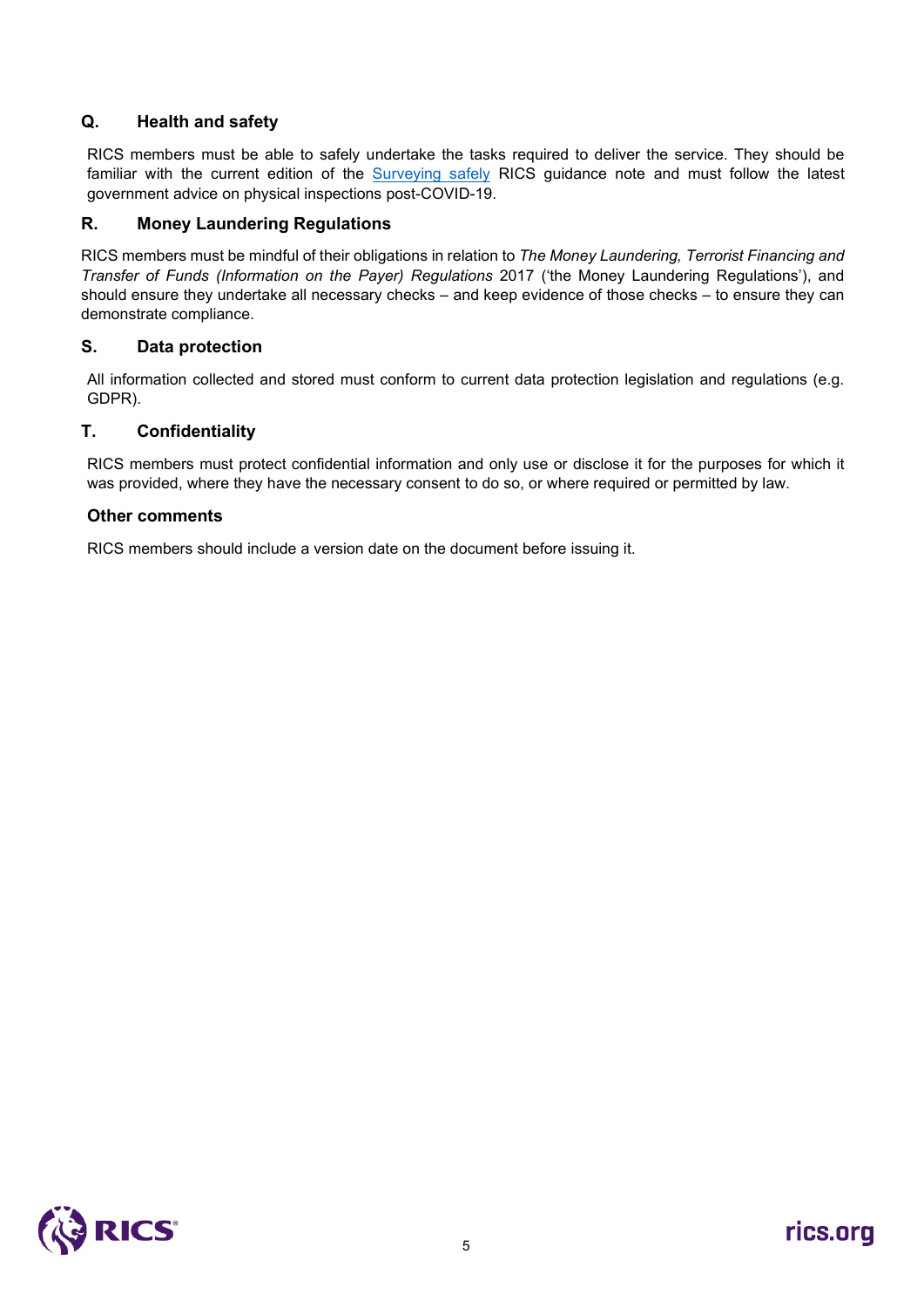## Q. Health and safety

RICS members must be able to safely undertake the tasks required to deliver the service. They should be familiar with the current edition of the Surveying safely RICS guidance note and must follow the latest government advice on physical inspections post-COVID-19.

## R. Money Laundering Regulations

RICS members must be mindful of their obligations in relation to *The Money Laundering, Terrorist Financing and Transfer of Funds (Information on the Payer) Regulations* 2017 ('the Money Laundering Regulations'), and should ensure they undertake all necessary checks – and keep evidence of those checks – to ensure they can demonstrate compliance.

## S. Data protection

All information collected and stored must conform to current data protection legislation and regulations (e.g. GDPR).

## T. Confidentiality

RICS members must protect confidential information and only use or disclose it for the purposes for which it was provided, where they have the necessary consent to do so, or where required or permitted by law.

## Other comments

RICS members should include a version date on the document before issuing it.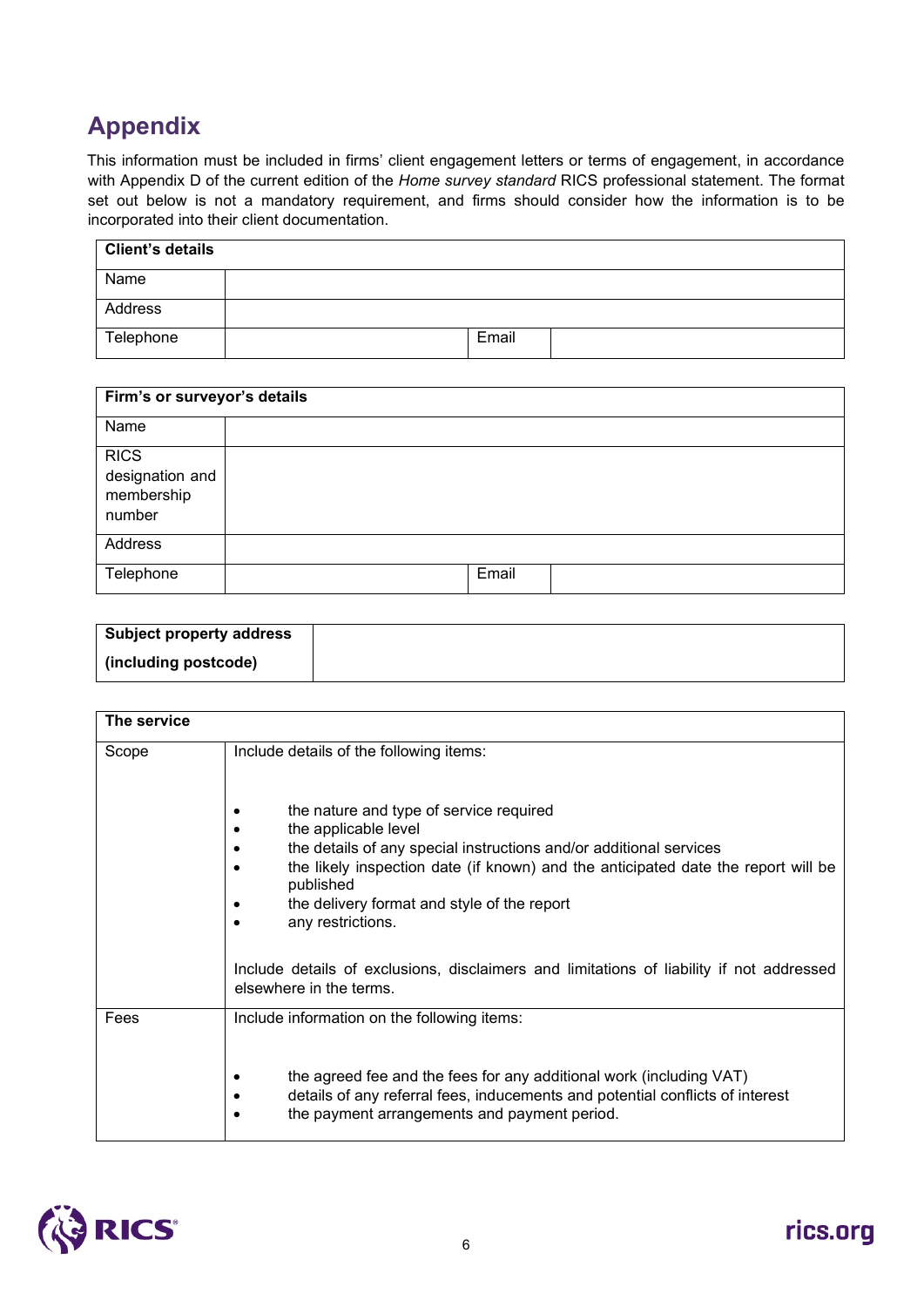## Appendix

This information must be included in firms' client engagement letters or terms of engagement, in accordance with Appendix D of the current edition of the *Home survey standard* RICS professional statement. The format set out below is not a mandatory requirement, and firms should consider how the information is to be incorporated into their client documentation.

| **Client's details** | | | |
|---|---|---|---|
| Name | | | |
| Address | | | |
| Telephone | | Email | |

| **Firm's or surveyor's details** | | | |
|---|---|---|---|
| Name | | | |
| RICS designation and membership number | | | |
| Address | | | |
| Telephone | | Email | |

| **Subject property address (including postcode)** | |
|---|---|

| **The service** | |
|---|---|
| Scope | Include details of the following items:<br><br>• the nature and type of service required<br>• the applicable level<br>• the details of any special instructions and/or additional services<br>• the likely inspection date (if known) and the anticipated date the report will be published<br>• the delivery format and style of the report<br>• any restrictions.<br><br>Include details of exclusions, disclaimers and limitations of liability if not addressed elsewhere in the terms. |
| Fees | Include information on the following items:<br><br>• the agreed fee and the fees for any additional work (including VAT)<br>• details of any referral fees, inducements and potential conflicts of interest<br>• the payment arrangements and payment period. |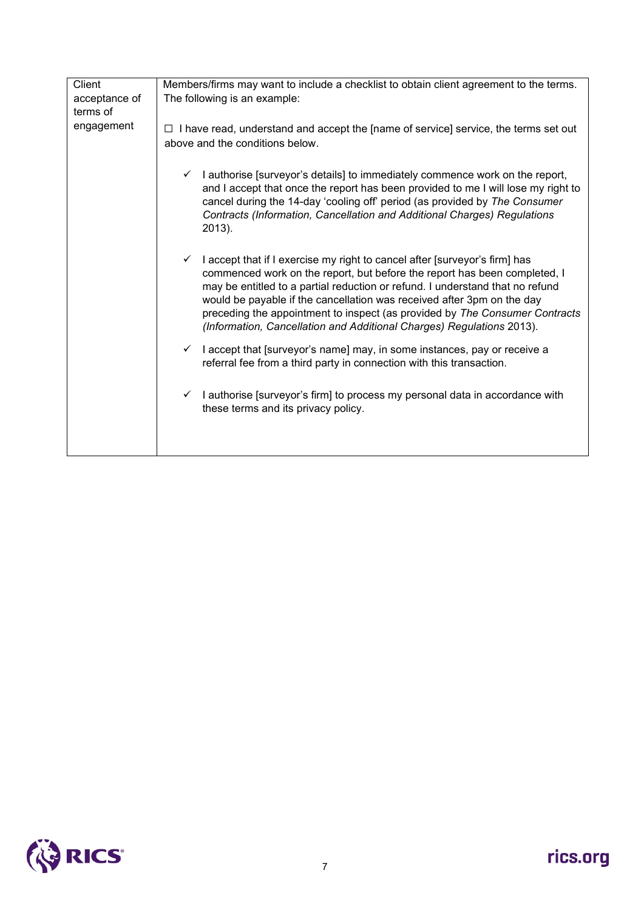| | |
|---|---|
| Client acceptance of terms of engagement | Members/firms may want to include a checklist to obtain client agreement to the terms. The following is an example:<br><br>☐ I have read, understand and accept the [name of service] service, the terms set out above and the conditions below.<br><br>✓ I authorise [surveyor's details] to immediately commence work on the report, and I accept that once the report has been provided to me I will lose my right to cancel during the 14-day 'cooling off' period (as provided by *The Consumer Contracts (Information, Cancellation and Additional Charges) Regulations* 2013).<br><br>✓ I accept that if I exercise my right to cancel after [surveyor's firm] has commenced work on the report, but before the report has been completed, I may be entitled to a partial reduction or refund. I understand that no refund would be payable if the cancellation was received after 3pm on the day preceding the appointment to inspect (as provided by *The Consumer Contracts (Information, Cancellation and Additional Charges) Regulations* 2013).<br><br>✓ I accept that [surveyor's name] may, in some instances, pay or receive a referral fee from a third party in connection with this transaction.<br><br>✓ I authorise [surveyor's firm] to process my personal data in accordance with these terms and its privacy policy. |